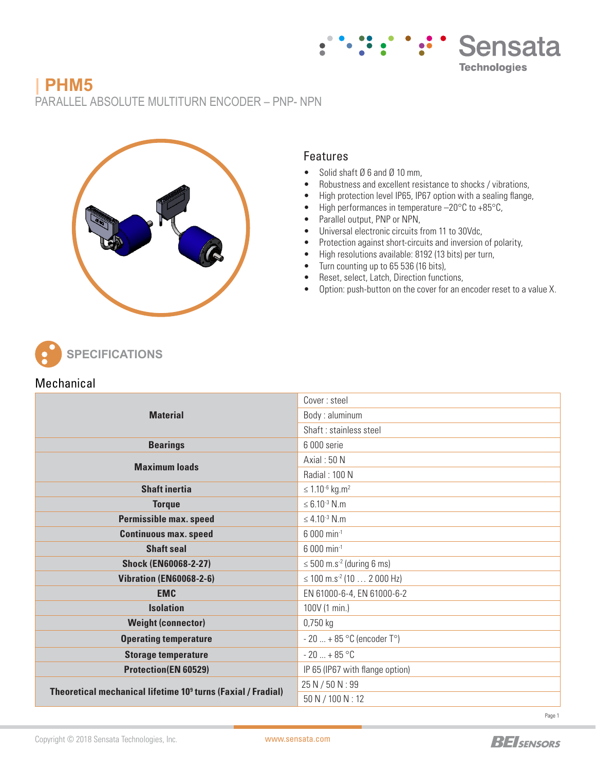# PHM5

PARALLEL ABSOLUTE MULTITURN ENCODER – PNP- NPN

## Features

- Solid shaft Ø 6 and Ø 10 mm,
- Robustness and excellent resistance to shocks / vibrations,
- High protection level IP65, IP67 option with a sealing flange,
- High performances in temperature –20°C to +85°C,
- Parallel output, PNP or NPN,
- Universal electronic circuits from 11 to 30Vdc,
- Protection against short-circuits and inversion of polarity,
- High resolutions available: 8192 (13 bits) per turn,
- Turn counting up to 65 536 (16 bits),
- Reset, select, Latch, Direction functions,
- Option: push-button on the cover for an encoder reset to a value X.

## SPECIFICATIONS

### Mechanical

| | |
|---|---|
| **Material** | Cover : steel |
| | Body : aluminum |
| | Shaft : stainless steel |
| **Bearings** | 6 000 serie |
| **Maximum loads** | Axial : 50 N |
| | Radial : 100 N |
| **Shaft inertia** | ≤ $1.10^{-6}$ kg.m$^2$ |
| **Torque** | ≤ $6.10^{-3}$ N.m |
| **Permissible max. speed** | ≤ $4.10^{-3}$ N.m |
| **Continuous max. speed** | 6 000 min$^{-1}$ |
| **Shaft seal** | 6 000 min$^{-1}$ |
| **Shock (EN60068-2-27)** | ≤ 500 m.s$^{-2}$ (during 6 ms) |
| **Vibration (EN60068-2-6)** | ≤ 100 m.s$^{-2}$ (10 … 2 000 Hz) |
| **EMC** | EN 61000-6-4, EN 61000-6-2 |
| **Isolation** | 100V (1 min.) |
| **Weight (connector)** | 0,750 kg |
| **Operating temperature** | - 20 ... + 85 °C (encoder T°) |
| **Storage temperature** | - 20 ... + 85 °C |
| **Protection(EN 60529)** | IP 65 (IP67 with flange option) |
| **Theoretical mechanical lifetime $10^9$ turns (Faxial / Fradial)** | 25 N / 50 N : 99 |
| | 50 N / 100 N : 12 |

Copyright © 2018 Sensata Technologies, Inc. www.sensata.com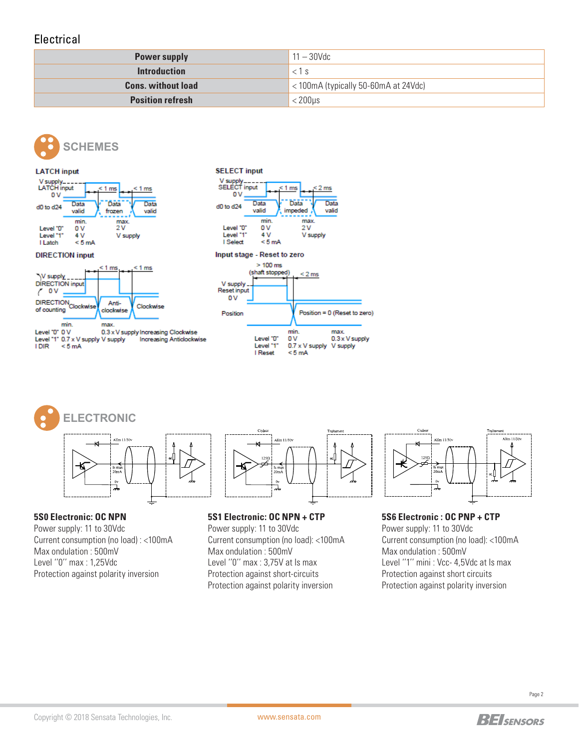## Electrical

| Power supply | 11 – 30Vdc |
|---|---|
| Introduction | < 1 s |
| Cons. without load | < 100mA (typically 50-60mA at 24Vdc) |
| Position refresh | < 200µs |

## SCHEMES

**LATCH input**

| | min. | max. |
|---|---|---|
| Level "0" | 0 V | 2 V |
| Level "1" | 4 V | V supply |
| I Latch | < 5 mA | |

**SELECT input**

| | min. | max. |
|---|---|---|
| Level "0" | 0 V | 2 V |
| Level "1" | 4 V | V supply |
| I Select | < 5 mA | |

**DIRECTION input**

| | min. | max. | |
|---|---|---|---|
| Level "0" | 0 V | 0.3 x V supply | Increasing Clockwise |
| Level "1" | 0.7 x V supply | V supply | Increasing Anticlockwise |
| I DIR | < 5 mA | | |

**Input stage - Reset to zero**

| | min. | max. |
|---|---|---|
| Level "0" | 0 V | 0.3 x V supply |
| Level "1" | 0.7 x V supply | V supply |
| I Reset | < 5 mA | |

## ELECTRONIC

**5S0 Electronic: OC NPN**

Power supply: 11 to 30Vdc
Current consumption (no load) : <100mA
Max ondulation : 500mV
Level "0" max : 1,25Vdc
Protection against polarity inversion

**5S1 Electronic: OC NPN + CTP**

Power supply: 11 to 30Vdc
Current consumption (no load): <100mA
Max ondulation : 500mV
Level "0" max : 3,75V at Is max
Protection against short-circuits
Protection against polarity inversion

**5S6 Electronic : OC PNP + CTP**

Power supply: 11 to 30Vdc
Current consumption (no load): <100mA
Max ondulation : 500mV
Level "1" mini : Vcc- 4,5Vdc at Is max
Protection against short circuits
Protection against polarity inversion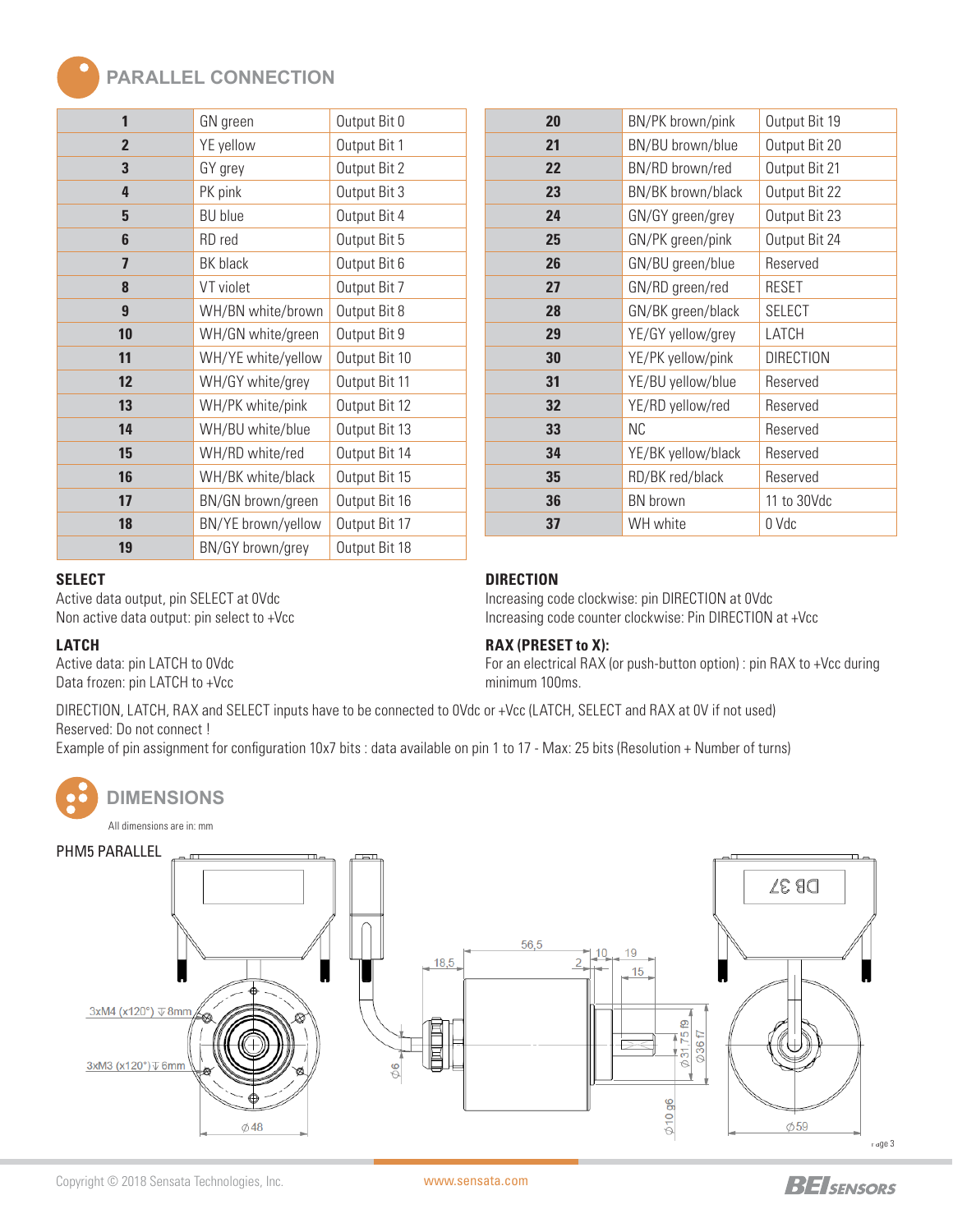## PARALLEL CONNECTION

| Pin | Color | Signal |
|---|---|---|
| **1** | GN green | Output Bit 0 |
| **2** | YE yellow | Output Bit 1 |
| **3** | GY grey | Output Bit 2 |
| **4** | PK pink | Output Bit 3 |
| **5** | BU blue | Output Bit 4 |
| **6** | RD red | Output Bit 5 |
| **7** | BK black | Output Bit 6 |
| **8** | VT violet | Output Bit 7 |
| **9** | WH/BN white/brown | Output Bit 8 |
| **10** | WH/GN white/green | Output Bit 9 |
| **11** | WH/YE white/yellow | Output Bit 10 |
| **12** | WH/GY white/grey | Output Bit 11 |
| **13** | WH/PK white/pink | Output Bit 12 |
| **14** | WH/BU white/blue | Output Bit 13 |
| **15** | WH/RD white/red | Output Bit 14 |
| **16** | WH/BK white/black | Output Bit 15 |
| **17** | BN/GN brown/green | Output Bit 16 |
| **18** | BN/YE brown/yellow | Output Bit 17 |
| **19** | BN/GY brown/grey | Output Bit 18 |
| **20** | BN/PK brown/pink | Output Bit 19 |
| **21** | BN/BU brown/blue | Output Bit 20 |
| **22** | BN/RD brown/red | Output Bit 21 |
| **23** | BN/BK brown/black | Output Bit 22 |
| **24** | GN/GY green/grey | Output Bit 23 |
| **25** | GN/PK green/pink | Output Bit 24 |
| **26** | GN/BU green/blue | Reserved |
| **27** | GN/RD green/red | RESET |
| **28** | GN/BK green/black | SELECT |
| **29** | YE/GY yellow/grey | LATCH |
| **30** | YE/PK yellow/pink | DIRECTION |
| **31** | YE/BU yellow/blue | Reserved |
| **32** | YE/RD yellow/red | Reserved |
| **33** | NC | Reserved |
| **34** | YE/BK yellow/black | Reserved |
| **35** | RD/BK red/black | Reserved |
| **36** | BN brown | 11 to 30Vdc |
| **37** | WH white | 0 Vdc |

**SELECT**
Active data output, pin SELECT at 0Vdc
Non active data output: pin select to +Vcc

**LATCH**
Active data: pin LATCH to 0Vdc
Data frozen: pin LATCH to +Vcc

**DIRECTION**
Increasing code clockwise: pin DIRECTION at 0Vdc
Increasing code counter clockwise: Pin DIRECTION at +Vcc

**RAX (PRESET to X):**
For an electrical RAX (or push-button option) : pin RAX to +Vcc during minimum 100ms.

DIRECTION, LATCH, RAX and SELECT inputs have to be connected to 0Vdc or +Vcc (LATCH, SELECT and RAX at 0V if not used)
Reserved: Do not connect !
Example of pin assignment for configuration 10x7 bits : data available on pin 1 to 17 - Max: 25 bits (Resolution + Number of turns)

## DIMENSIONS

All dimensions are in: mm

PHM5 PARALLEL

3xM4 (x120°) ⊽8mm
3xM3 (x120°) ⊽6mm
⌀48
⌀6
18,5
56,5
2
10
19
15
⌀31,75 f9
⌀36 f7
⌀10 g6
⌀59
DB 37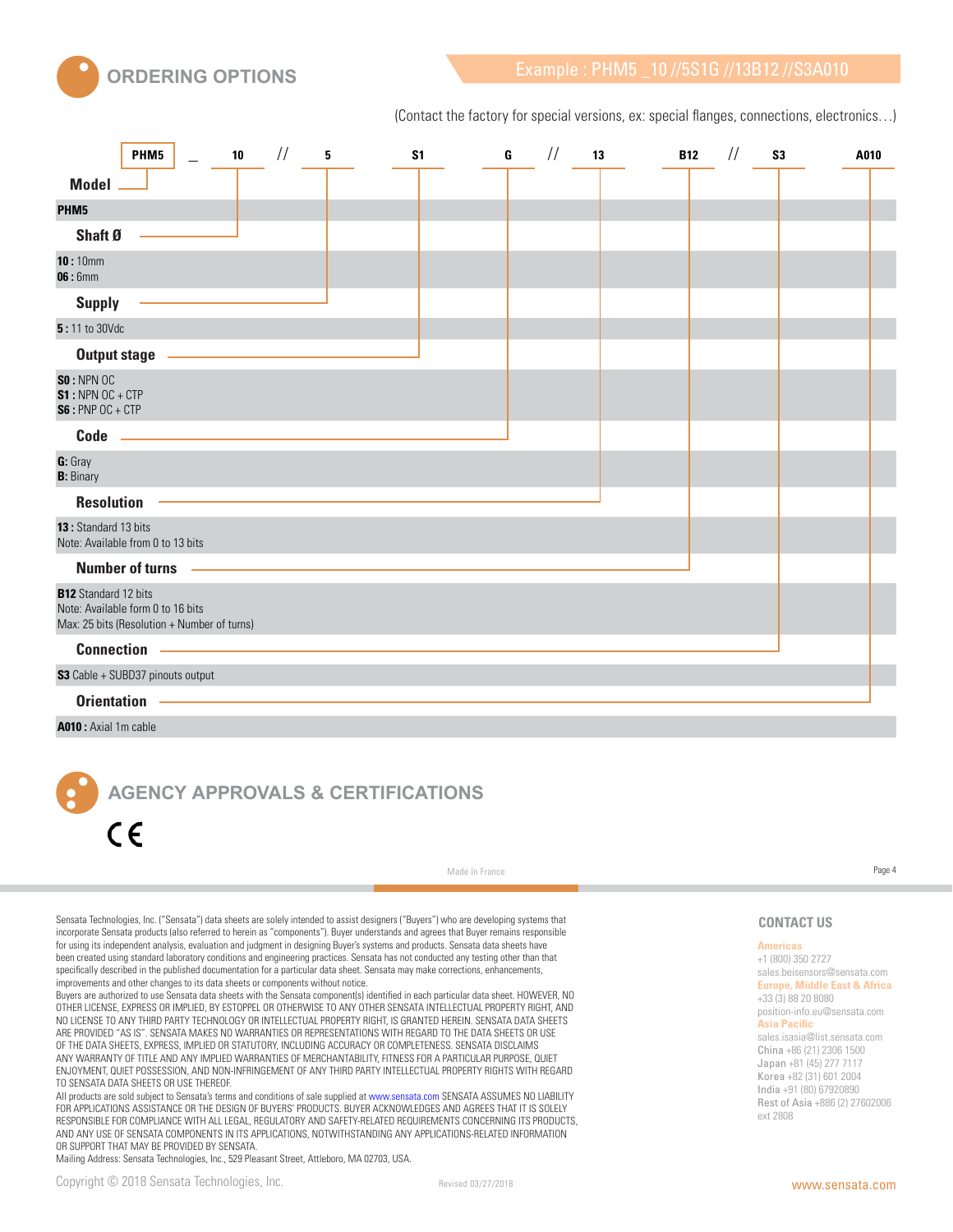## ORDERING OPTIONS

Example : PHM5 _10 //5S1G //13B12 //S3A010

(Contact the factory for special versions, ex: special flanges, connections, electronics…)

PHM5 _ 10 // 5 S1 G // 13 B12 // S3 A010

**Model**

**PHM5**

**Shaft Ø**

**10 :** 10mm
**06 :** 6mm

**Supply**

**5 :** 11 to 30Vdc

**Output stage**

**S0 :** NPN OC
**S1 :** NPN OC + CTP
**S6 :** PNP OC + CTP

**Code**

**G:** Gray
**B:** Binary

**Resolution**

**13 :** Standard 13 bits
Note: Available from 0 to 13 bits

**Number of turns**

**B12** Standard 12 bits
Note: Available form 0 to 16 bits
Max: 25 bits (Resolution + Number of turns)

**Connection**

**S3** Cable + SUBD37 pinouts output

**Orientation**

**A010 :** Axial 1m cable

## AGENCY APPROVALS & CERTIFICATIONS

CE

Made In France

Sensata Technologies, Inc. ("Sensata") data sheets are solely intended to assist designers ("Buyers") who are developing systems that incorporate Sensata products (also referred to herein as "components"). Buyer understands and agrees that Buyer remains responsible for using its independent analysis, evaluation and judgment in designing Buyer's systems and products. Sensata data sheets have been created using standard laboratory conditions and engineering practices. Sensata has not conducted any testing other than that specifically described in the published documentation for a particular data sheet. Sensata may make corrections, enhancements, improvements and other changes to its data sheets or components without notice.
Buyers are authorized to use Sensata data sheets with the Sensata component(s) identified in each particular data sheet. HOWEVER, NO OTHER LICENSE, EXPRESS OR IMPLIED, BY ESTOPPEL OR OTHERWISE TO ANY OTHER SENSATA INTELLECTUAL PROPERTY RIGHT, AND NO LICENSE TO ANY THIRD PARTY TECHNOLOGY OR INTELLECTUAL PROPERTY RIGHT, IS GRANTED HEREIN. SENSATA DATA SHEETS ARE PROVIDED "AS IS". SENSATA MAKES NO WARRANTIES OR REPRESENTATIONS WITH REGARD TO THE DATA SHEETS OR USE OF THE DATA SHEETS, EXPRESS, IMPLIED OR STATUTORY, INCLUDING ACCURACY OR COMPLETENESS. SENSATA DISCLAIMS ANY WARRANTY OF TITLE AND ANY IMPLIED WARRANTIES OF MERCHANTABILITY, FITNESS FOR A PARTICULAR PURPOSE, QUIET ENJOYMENT, QUIET POSSESSION, AND NON-INFRINGEMENT OF ANY THIRD PARTY INTELLECTUAL PROPERTY RIGHTS WITH REGARD TO SENSATA DATA SHEETS OR USE THEREOF.
All products are sold subject to Sensata's terms and conditions of sale supplied at www.sensata.com SENSATA ASSUMES NO LIABILITY FOR APPLICATIONS ASSISTANCE OR THE DESIGN OF BUYERS' PRODUCTS. BUYER ACKNOWLEDGES AND AGREES THAT IT IS SOLELY RESPONSIBLE FOR COMPLIANCE WITH ALL LEGAL, REGULATORY AND SAFETY-RELATED REQUIREMENTS CONCERNING ITS PRODUCTS, AND ANY USE OF SENSATA COMPONENTS IN ITS APPLICATIONS, NOTWITHSTANDING ANY APPLICATIONS-RELATED INFORMATION OR SUPPORT THAT MAY BE PROVIDED BY SENSATA.
Mailing Address: Sensata Technologies, Inc., 529 Pleasant Street, Attleboro, MA 02703, USA.

### CONTACT US

**Americas**
+1 (800) 350 2727
sales.beisensors@sensata.com

**Europe, Middle East & Africa**
+33 (3) 88 20 8080
position-info.eu@sensata.com

**Asia Pacific**
sales.isasia@list.sensata.com
China +86 (21) 2306 1500
Japan +81 (45) 277 7117
Korea +82 (31) 601 2004
India +91 (80) 67920890
Rest of Asia +886 (2) 27602006 ext 2808

Copyright © 2018 Sensata Technologies, Inc.

Revised 03/27/2018

www.sensata.com